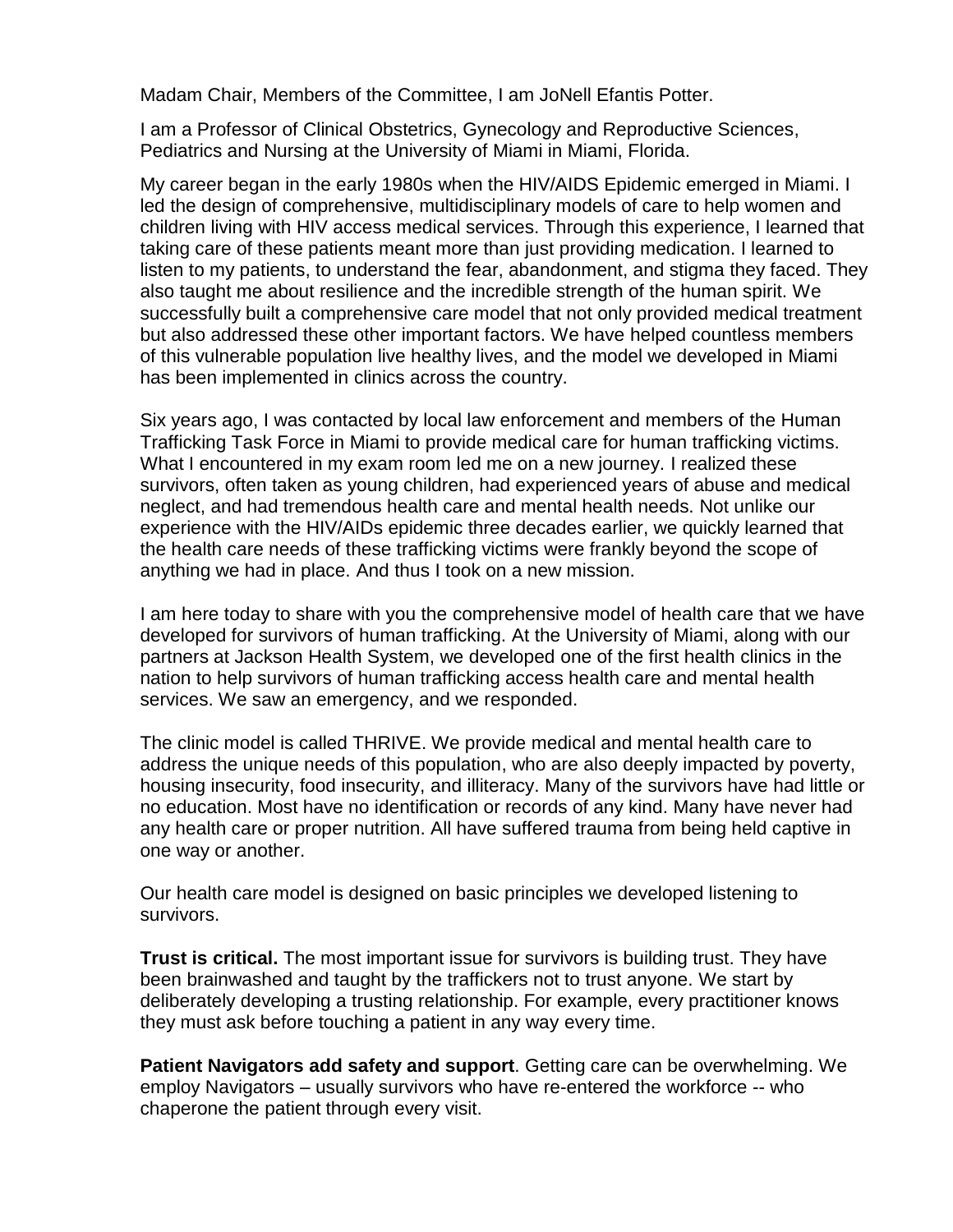Madam Chair, Members of the Committee, I am JoNell Efantis Potter.

I am a Professor of Clinical Obstetrics, Gynecology and Reproductive Sciences, Pediatrics and Nursing at the University of Miami in Miami, Florida.

My career began in the early 1980s when the HIV/AIDS Epidemic emerged in Miami. I led the design of comprehensive, multidisciplinary models of care to help women and children living with HIV access medical services. Through this experience, I learned that taking care of these patients meant more than just providing medication. I learned to listen to my patients, to understand the fear, abandonment, and stigma they faced. They also taught me about resilience and the incredible strength of the human spirit. We successfully built a comprehensive care model that not only provided medical treatment but also addressed these other important factors. We have helped countless members of this vulnerable population live healthy lives, and the model we developed in Miami has been implemented in clinics across the country.

Six years ago, I was contacted by local law enforcement and members of the Human Trafficking Task Force in Miami to provide medical care for human trafficking victims. What I encountered in my exam room led me on a new journey. I realized these survivors, often taken as young children, had experienced years of abuse and medical neglect, and had tremendous health care and mental health needs. Not unlike our experience with the HIV/AIDs epidemic three decades earlier, we quickly learned that the health care needs of these trafficking victims were frankly beyond the scope of anything we had in place. And thus I took on a new mission.

I am here today to share with you the comprehensive model of health care that we have developed for survivors of human trafficking. At the University of Miami, along with our partners at Jackson Health System, we developed one of the first health clinics in the nation to help survivors of human trafficking access health care and mental health services. We saw an emergency, and we responded.

The clinic model is called THRIVE. We provide medical and mental health care to address the unique needs of this population, who are also deeply impacted by poverty, housing insecurity, food insecurity, and illiteracy. Many of the survivors have had little or no education. Most have no identification or records of any kind. Many have never had any health care or proper nutrition. All have suffered trauma from being held captive in one way or another.

Our health care model is designed on basic principles we developed listening to survivors.

**Trust is critical.** The most important issue for survivors is building trust. They have been brainwashed and taught by the traffickers not to trust anyone. We start by deliberately developing a trusting relationship. For example, every practitioner knows they must ask before touching a patient in any way every time.

**Patient Navigators add safety and support**. Getting care can be overwhelming. We employ Navigators – usually survivors who have re-entered the workforce -- who chaperone the patient through every visit.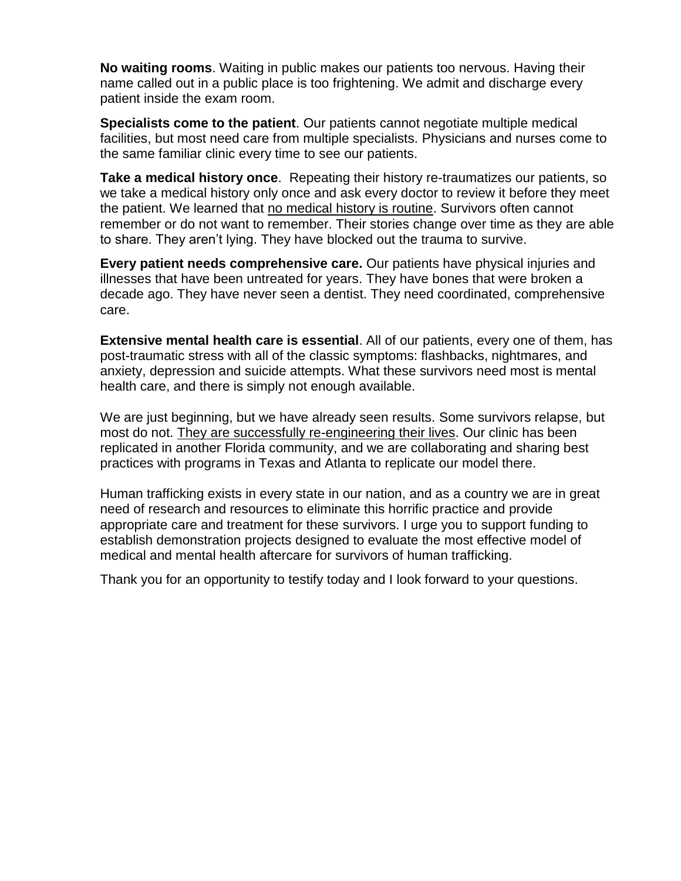**No waiting rooms**. Waiting in public makes our patients too nervous. Having their name called out in a public place is too frightening. We admit and discharge every patient inside the exam room.

**Specialists come to the patient**. Our patients cannot negotiate multiple medical facilities, but most need care from multiple specialists. Physicians and nurses come to the same familiar clinic every time to see our patients.

**Take a medical history once**. Repeating their history re-traumatizes our patients, so we take a medical history only once and ask every doctor to review it before they meet the patient. We learned that <u>no medical history is routine</u>. Survivors often cannot remember or do not want to remember. Their stories change over time as they are able to share. They aren't lying. They have blocked out the trauma to survive.

**Every patient needs comprehensive care.** Our patients have physical injuries and illnesses that have been untreated for years. They have bones that were broken a decade ago. They have never seen a dentist. They need coordinated, comprehensive care.

**Extensive mental health care is essential**. All of our patients, every one of them, has post-traumatic stress with all of the classic symptoms: flashbacks, nightmares, and anxiety, depression and suicide attempts. What these survivors need most is mental health care, and there is simply not enough available.

We are just beginning, but we have already seen results. Some survivors relapse, but most do not. <u>They are successfully re-engineering their lives</u>. Our clinic has been replicated in another Florida community, and we are collaborating and sharing best practices with programs in Texas and Atlanta to replicate our model there.

Human trafficking exists in every state in our nation, and as a country we are in great need of research and resources to eliminate this horrific practice and provide appropriate care and treatment for these survivors. I urge you to support funding to establish demonstration projects designed to evaluate the most effective model of medical and mental health aftercare for survivors of human trafficking.

Thank you for an opportunity to testify today and I look forward to your questions.